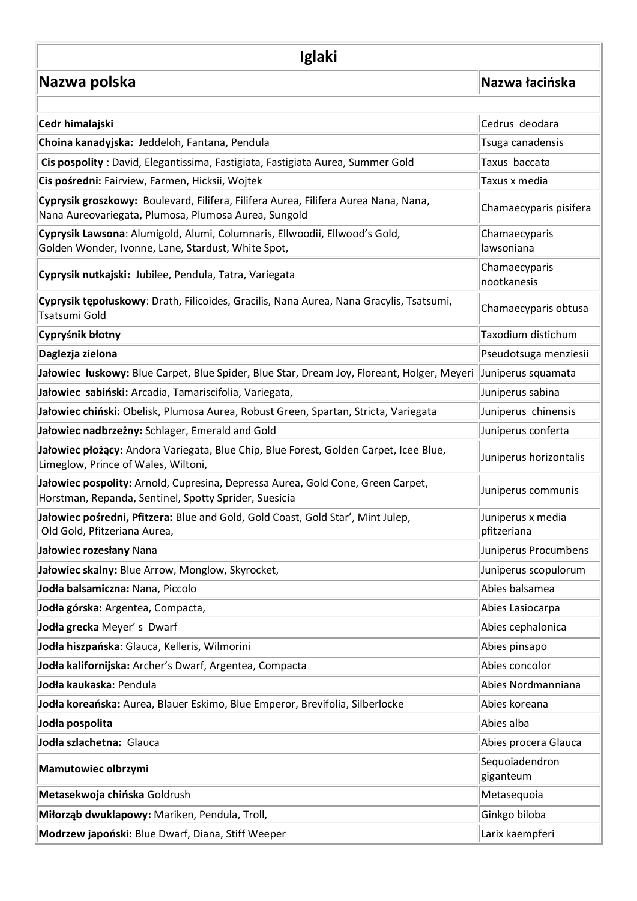| Iglaki | |
|---|---|
| **Nazwa polska** | **Nazwa łacińska** |
| | |
| **Cedr himalajski** | Cedrus deodara |
| **Choina kanadyjska:** Jeddeloh, Fantana, Pendula | Tsuga canadensis |
| **Cis pospolity** : David, Elegantissima, Fastigiata, Fastigiata Aurea, Summer Gold | Taxus baccata |
| **Cis pośredni:** Fairview, Farmen, Hicksii, Wojtek | Taxus x media |
| **Cyprysik groszkowy:** Boulevard, Filifera, Filifera Aurea, Filifera Aurea Nana, Nana, Nana Aureovariegata, Plumosa, Plumosa Aurea, Sungold | Chamaecyparis pisifera |
| **Cyprysik Lawsona**: Alumigold, Alumi, Columnaris, Ellwoodii, Ellwood's Gold, Golden Wonder, Ivonne, Lane, Stardust, White Spot, | Chamaecyparis lawsoniana |
| **Cyprysik nutkajski:** Jubilee, Pendula, Tatra, Variegata | Chamaecyparis nootkanesis |
| **Cyprysik tępołuskowy**: Drath, Filicoides, Gracilis, Nana Aurea, Nana Gracylis, Tsatsumi, Tsatsumi Gold | Chamaecyparis obtusa |
| **Cypryśnik błotny** | Taxodium distichum |
| **Daglezja zielona** | Pseudotsuga menziesii |
| **Jałowiec łuskowy:** Blue Carpet, Blue Spider, Blue Star, Dream Joy, Floreant, Holger, Meyeri | Juniperus squamata |
| **Jałowiec sabiński:** Arcadia, Tamariscifolia, Variegata, | Juniperus sabina |
| **Jałowiec chiński:** Obelisk, Plumosa Aurea, Robust Green, Spartan, Stricta, Variegata | Juniperus chinensis |
| **Jałowiec nadbrzeżny:** Schlager, Emerald and Gold | Juniperus conferta |
| **Jałowiec płożący:** Andora Variegata, Blue Chip, Blue Forest, Golden Carpet, Icee Blue, Limeglow, Prince of Wales, Wiltoni, | Juniperus horizontalis |
| **Jałowiec pospolity:** Arnold, Cupresina, Depressa Aurea, Gold Cone, Green Carpet, Horstman, Repanda, Sentinel, Spotty Sprider, Suesicia | Juniperus communis |
| **Jałowiec pośredni, Pfitzera:** Blue and Gold, Gold Coast, Gold Star', Mint Julep, Old Gold, Pfitzeriana Aurea, | Juniperus x media pfitzeriana |
| **Jałowiec rozesłany** Nana | Juniperus Procumbens |
| **Jałowiec skalny:** Blue Arrow, Monglow, Skyrocket, | Juniperus scopulorum |
| **Jodła balsamiczna:** Nana, Piccolo | Abies balsamea |
| **Jodła górska:** Argentea, Compacta, | Abies Lasiocarpa |
| **Jodła grecka** Meyer' s Dwarf | Abies cephalonica |
| **Jodła hiszpańska**: Glauca, Kelleris, Wilmorini | Abies pinsapo |
| **Jodła kalifornijska:** Archer's Dwarf, Argentea, Compacta | Abies concolor |
| **Jodła kaukaska:** Pendula | Abies Nordmanniana |
| **Jodła koreańska:** Aurea, Blauer Eskimo, Blue Emperor, Brevifolia, Silberlocke | Abies koreana |
| **Jodła pospolita** | Abies alba |
| **Jodła szlachetna:** Glauca | Abies procera Glauca |
| **Mamutowiec olbrzymi** | Sequoiadendron giganteum |
| **Metasekwoja chińska** Goldrush | Metasequoia |
| **Miłorząb dwuklapowy:** Mariken, Pendula, Troll, | Ginkgo biloba |
| **Modrzew japoński:** Blue Dwarf, Diana, Stiff Weeper | Larix kaempferi |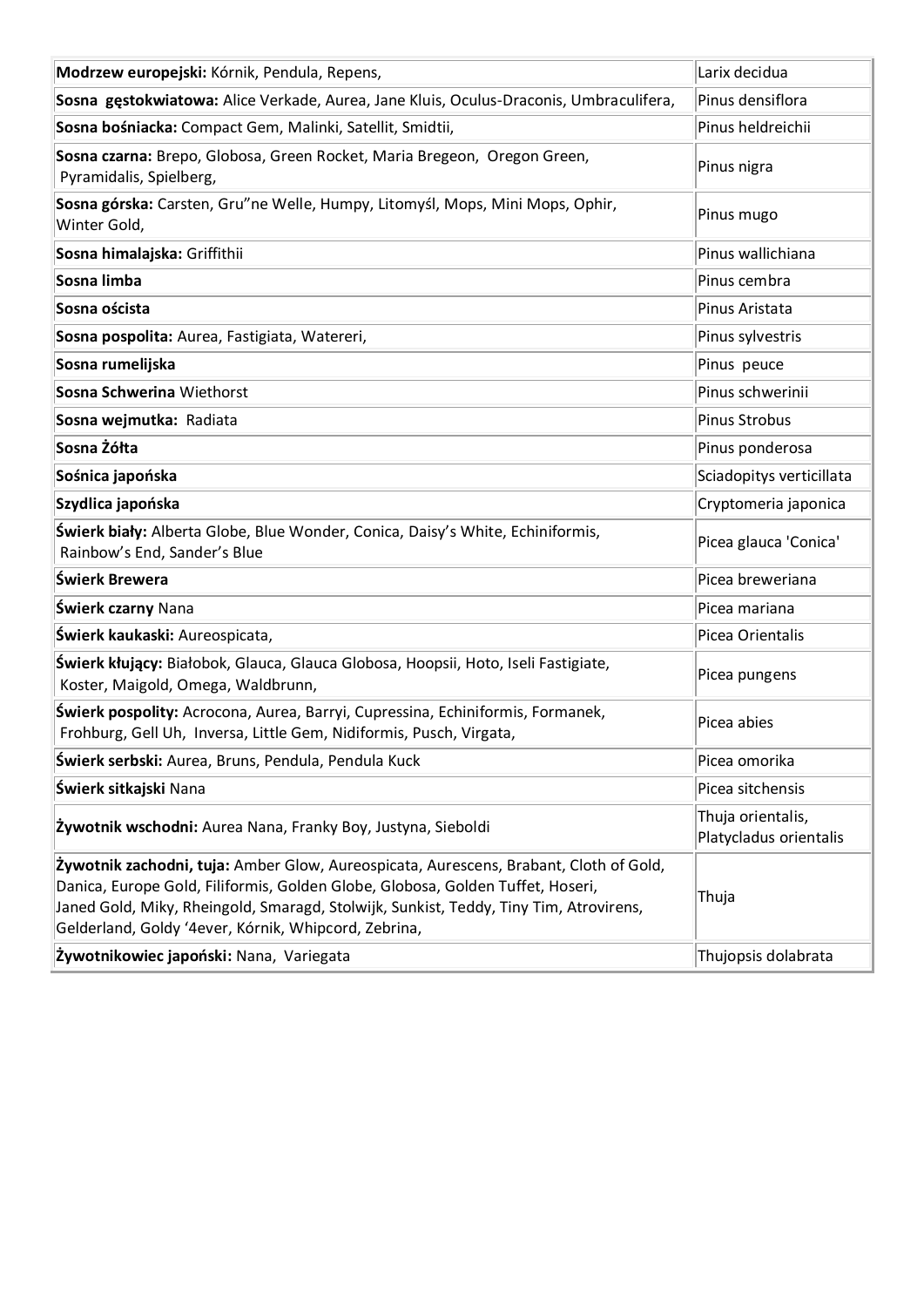| | |
|---|---|
| **Modrzew europejski:** Kórnik, Pendula, Repens, | Larix decidua |
| **Sosna gęstokwiatowa:** Alice Verkade, Aurea, Jane Kluis, Oculus-Draconis, Umbraculifera, | Pinus densiflora |
| **Sosna bośniacka:** Compact Gem, Malinki, Satellit, Smidtii, | Pinus heldreichii |
| **Sosna czarna:** Brepo, Globosa, Green Rocket, Maria Bregeon, Oregon Green, Pyramidalis, Spielberg, | Pinus nigra |
| **Sosna górska:** Carsten, Gru"ne Welle, Humpy, Litomyśl, Mops, Mini Mops, Ophir, Winter Gold, | Pinus mugo |
| **Sosna himalajska:** Griffithii | Pinus wallichiana |
| **Sosna limba** | Pinus cembra |
| **Sosna oścista** | Pinus Aristata |
| **Sosna pospolita:** Aurea, Fastigiata, Watereri, | Pinus sylvestris |
| **Sosna rumelijska** | Pinus peuce |
| **Sosna Schwerina** Wiethorst | Pinus schwerinii |
| **Sosna wejmutka:** Radiata | Pinus Strobus |
| **Sosna Żółta** | Pinus ponderosa |
| **Sośnica japońska** | Sciadopitys verticillata |
| **Szydlica japońska** | Cryptomeria japonica |
| **Świerk biały:** Alberta Globe, Blue Wonder, Conica, Daisy's White, Echiniformis, Rainbow's End, Sander's Blue | Picea glauca 'Conica' |
| **Świerk Brewera** | Picea breweriana |
| **Świerk czarny** Nana | Picea mariana |
| **Świerk kaukaski:** Aureospicata, | Picea Orientalis |
| **Świerk kłujący:** Białobok, Glauca, Glauca Globosa, Hoopsii, Hoto, Iseli Fastigiate, Koster, Maigold, Omega, Waldbrunn, | Picea pungens |
| **Świerk pospolity:** Acrocona, Aurea, Barryi, Cupressina, Echiniformis, Formanek, Frohburg, Gell Uh, Inversa, Little Gem, Nidiformis, Pusch, Virgata, | Picea abies |
| **Świerk serbski:** Aurea, Bruns, Pendula, Pendula Kuck | Picea omorika |
| **Świerk sitkajski** Nana | Picea sitchensis |
| **Żywotnik wschodni:** Aurea Nana, Franky Boy, Justyna, Sieboldi | Thuja orientalis, Platycladus orientalis |
| **Żywotnik zachodni, tuja:** Amber Glow, Aureospicata, Aurescens, Brabant, Cloth of Gold, Danica, Europe Gold, Filiformis, Golden Globe, Globosa, Golden Tuffet, Hoseri, Janed Gold, Miky, Rheingold, Smaragd, Stolwijk, Sunkist, Teddy, Tiny Tim, Atrovirens, Gelderland, Goldy '4ever, Kórnik, Whipcord, Zebrina, | Thuja |
| **Żywotnikowiec japoński:** Nana, Variegata | Thujopsis dolabrata |